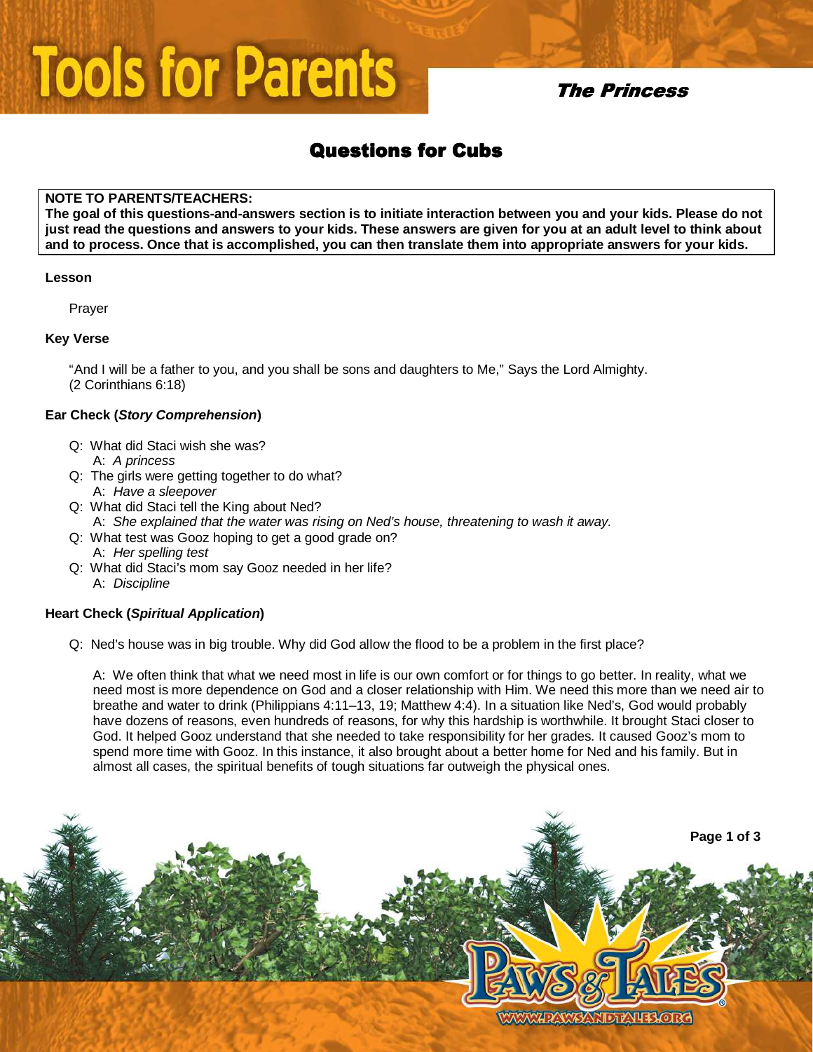# Tools for Parents

## The Princess

## Questions for Cubs

**NOTE TO PARENTS/TEACHERS:**
**The goal of this questions-and-answers section is to initiate interaction between you and your kids. Please do not just read the questions and answers to your kids. These answers are given for you at an adult level to think about and to process. Once that is accomplished, you can then translate them into appropriate answers for your kids.**

### Lesson

Prayer

### Key Verse

"And I will be a father to you, and you shall be sons and daughters to Me," Says the Lord Almighty. (2 Corinthians 6:18)

### Ear Check (*Story Comprehension*)

- Q: What did Staci wish she was?
  A: *A princess*
- Q: The girls were getting together to do what?
  A: *Have a sleepover*
- Q: What did Staci tell the King about Ned?
  A: *She explained that the water was rising on Ned's house, threatening to wash it away.*
- Q: What test was Gooz hoping to get a good grade on?
  A: *Her spelling test*
- Q: What did Staci's mom say Gooz needed in her life?
  A: *Discipline*

### Heart Check (*Spiritual Application*)

Q: Ned's house was in big trouble. Why did God allow the flood to be a problem in the first place?

A: We often think that what we need most in life is our own comfort or for things to go better. In reality, what we need most is more dependence on God and a closer relationship with Him. We need this more than we need air to breathe and water to drink (Philippians 4:11–13, 19; Matthew 4:4). In a situation like Ned's, God would probably have dozens of reasons, even hundreds of reasons, for why this hardship is worthwhile. It brought Staci closer to God. It helped Gooz understand that she needed to take responsibility for her grades. It caused Gooz's mom to spend more time with Gooz. In this instance, it also brought about a better home for Ned and his family. But in almost all cases, the spiritual benefits of tough situations far outweigh the physical ones.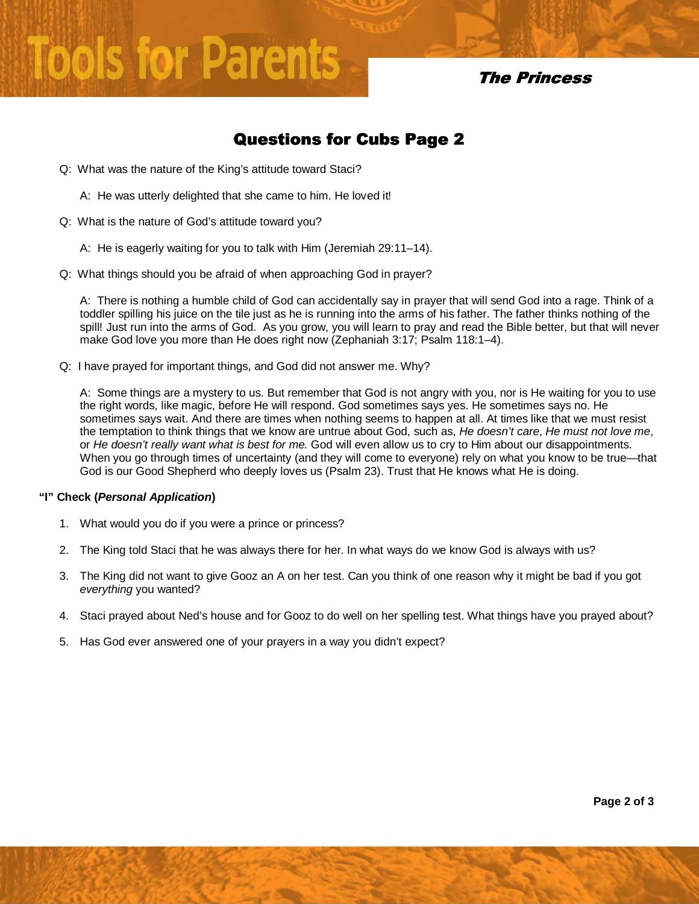## Questions for Cubs Page 2

Q: What was the nature of the King's attitude toward Staci?

> A: He was utterly delighted that she came to him. He loved it!

Q: What is the nature of God's attitude toward you?

> A: He is eagerly waiting for you to talk with Him (Jeremiah 29:11–14).

Q: What things should you be afraid of when approaching God in prayer?

> A: There is nothing a humble child of God can accidentally say in prayer that will send God into a rage. Think of a toddler spilling his juice on the tile just as he is running into the arms of his father. The father thinks nothing of the spill! Just run into the arms of God. As you grow, you will learn to pray and read the Bible better, but that will never make God love you more than He does right now (Zephaniah 3:17; Psalm 118:1–4).

Q: I have prayed for important things, and God did not answer me. Why?

> A: Some things are a mystery to us. But remember that God is not angry with you, nor is He waiting for you to use the right words, like magic, before He will respond. God sometimes says yes. He sometimes says no. He sometimes says wait. And there are times when nothing seems to happen at all. At times like that we must resist the temptation to think things that we know are untrue about God, such as, *He doesn't care*, *He must not love me*, or *He doesn't really want what is best for me.* God will even allow us to cry to Him about our disappointments. When you go through times of uncertainty (and they will come to everyone) rely on what you know to be true—that God is our Good Shepherd who deeply loves us (Psalm 23). Trust that He knows what He is doing.

**"I" Check (*Personal Application*)**

1. What would you do if you were a prince or princess?
2. The King told Staci that he was always there for her. In what ways do we know God is always with us?
3. The King did not want to give Gooz an A on her test. Can you think of one reason why it might be bad if you got *everything* you wanted?
4. Staci prayed about Ned's house and for Gooz to do well on her spelling test. What things have you prayed about?
5. Has God ever answered one of your prayers in a way you didn't expect?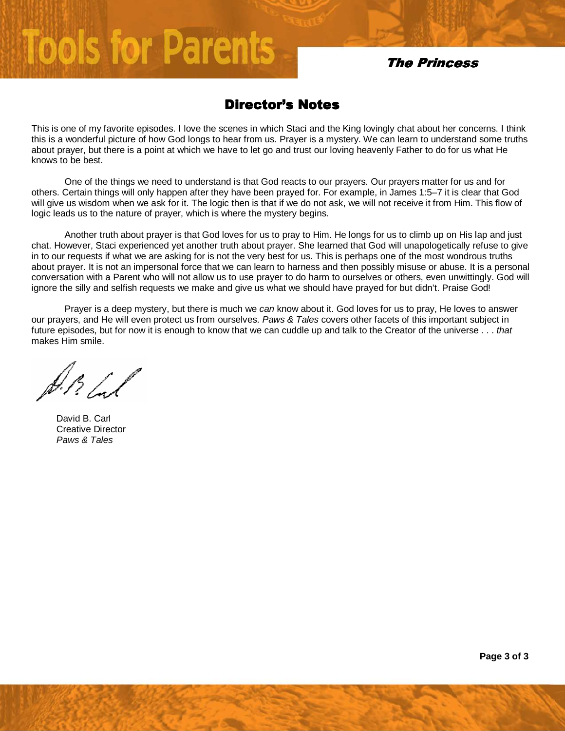# Director's Notes

This is one of my favorite episodes. I love the scenes in which Staci and the King lovingly chat about her concerns. I think this is a wonderful picture of how God longs to hear from us. Prayer is a mystery. We can learn to understand some truths about prayer, but there is a point at which we have to let go and trust our loving heavenly Father to do for us what He knows to be best.

One of the things we need to understand is that God reacts to our prayers. Our prayers matter for us and for others. Certain things will only happen after they have been prayed for. For example, in James 1:5–7 it is clear that God will give us wisdom when we ask for it. The logic then is that if we do not ask, we will not receive it from Him. This flow of logic leads us to the nature of prayer, which is where the mystery begins.

Another truth about prayer is that God loves for us to pray to Him. He longs for us to climb up on His lap and just chat. However, Staci experienced yet another truth about prayer. She learned that God will unapologetically refuse to give in to our requests if what we are asking for is not the very best for us. This is perhaps one of the most wondrous truths about prayer. It is not an impersonal force that we can learn to harness and then possibly misuse or abuse. It is a personal conversation with a Parent who will not allow us to use prayer to do harm to ourselves or others, even unwittingly. God will ignore the silly and selfish requests we make and give us what we should have prayed for but didn't. Praise God!

Prayer is a deep mystery, but there is much we *can* know about it. God loves for us to pray, He loves to answer our prayers, and He will even protect us from ourselves. *Paws & Tales* covers other facets of this important subject in future episodes, but for now it is enough to know that we can cuddle up and talk to the Creator of the universe . . . *that* makes Him smile.

David B. Carl
Creative Director
*Paws & Tales*